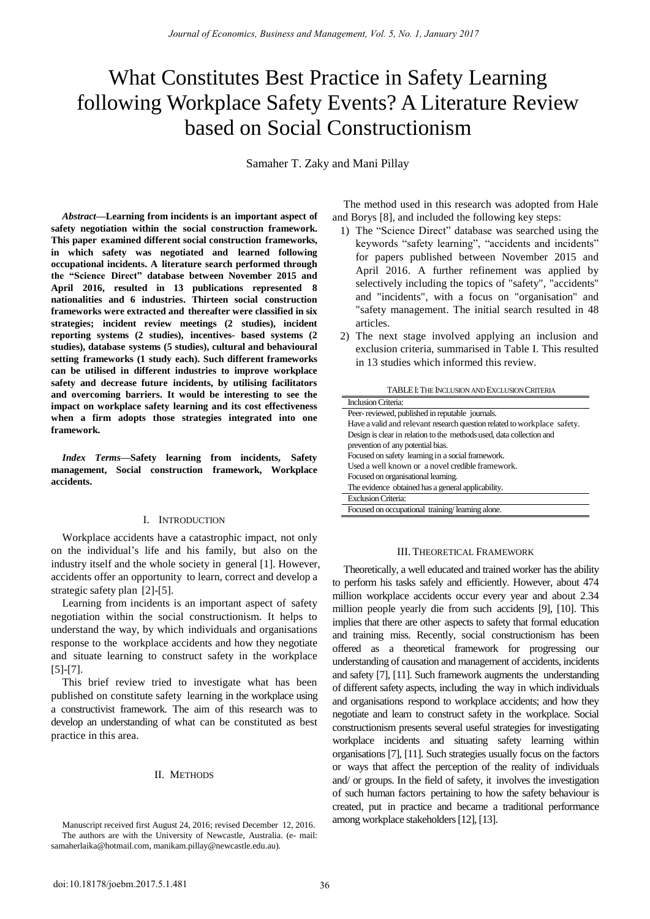# What Constitutes Best Practice in Safety Learning following Workplace Safety Events? A Literature Review based on Social Constructionism

Samaher T. Zaky and Mani Pillay

***Abstract*—Learning from incidents is an important aspect of safety negotiation within the social construction framework. This paper examined different social construction frameworks, in which safety was negotiated and learned following occupational incidents. A literature search performed through the "Science Direct" database between November 2015 and April 2016, resulted in 13 publications represented 8 nationalities and 6 industries. Thirteen social construction frameworks were extracted and thereafter were classified in six strategies; incident review meetings (2 studies), incident reporting systems (2 studies), incentives- based systems (2 studies), database systems (5 studies), cultural and behavioural setting frameworks (1 study each). Such different frameworks can be utilised in different industries to improve workplace safety and decrease future incidents, by utilising facilitators and overcoming barriers. It would be interesting to see the impact on workplace safety learning and its cost effectiveness when a firm adopts those strategies integrated into one framework.**

***Index Terms*—Safety learning from incidents, Safety management, Social construction framework, Workplace accidents.**

## I. Introduction

Workplace accidents have a catastrophic impact, not only on the individual's life and his family, but also on the industry itself and the whole society in general [1]. However, accidents offer an opportunity to learn, correct and develop a strategic safety plan [2]-[5].

Learning from incidents is an important aspect of safety negotiation within the social constructionism. It helps to understand the way, by which individuals and organisations response to the workplace accidents and how they negotiate and situate learning to construct safety in the workplace [5]-[7].

This brief review tried to investigate what has been published on constitute safety learning in the workplace using a constructivist framework. The aim of this research was to develop an understanding of what can be constituted as best practice in this area.

## II. Methods

The method used in this research was adopted from Hale and Borys [8], and included the following key steps:

1) The "Science Direct" database was searched using the keywords "safety learning", "accidents and incidents" for papers published between November 2015 and April 2016. A further refinement was applied by selectively including the topics of "safety", "accidents" and "incidents", with a focus on "organisation" and "safety management. The initial search resulted in 48 articles.
2) The next stage involved applying an inclusion and exclusion criteria, summarised in Table I. This resulted in 13 studies which informed this review.

TABLE I: The Inclusion and Exclusion Criteria

| Inclusion Criteria: |
|---|
| Peer- reviewed, published in reputable journals. |
| Have a valid and relevant research question related to workplace safety. |
| Design is clear in relation to the methods used, data collection and prevention of any potential bias. |
| Focused on safety learning in a social framework. |
| Used a well known or a novel credible framework. |
| Focused on organisational learning. |
| The evidence obtained has a general applicability. |
| **Exclusion Criteria:** |
| Focused on occupational training/ learning alone. |

## III. Theoretical Framework

Theoretically, a well educated and trained worker has the ability to perform his tasks safely and efficiently. However, about 474 million workplace accidents occur every year and about 2.34 million people yearly die from such accidents [9], [10]. This implies that there are other aspects to safety that formal education and training miss. Recently, social constructionism has been offered as a theoretical framework for progressing our understanding of causation and management of accidents, incidents and safety [7], [11]. Such framework augments the understanding of different safety aspects, including the way in which individuals and organisations respond to workplace accidents; and how they negotiate and learn to construct safety in the workplace. Social constructionism presents several useful strategies for investigating workplace incidents and situating safety learning within organisations [7], [11]. Such strategies usually focus on the factors or ways that affect the perception of the reality of individuals and/ or groups. In the field of safety, it involves the investigation of such human factors pertaining to how the safety behaviour is created, put in practice and became a traditional performance among workplace stakeholders [12], [13].

Manuscript received first August 24, 2016; revised December 12, 2016.

The authors are with the University of Newcastle, Australia. (e- mail: samaherlaika@hotmail.com, manikam.pillay@newcastle.edu.au).

doi:10.18178/joebm.2017.5.1.481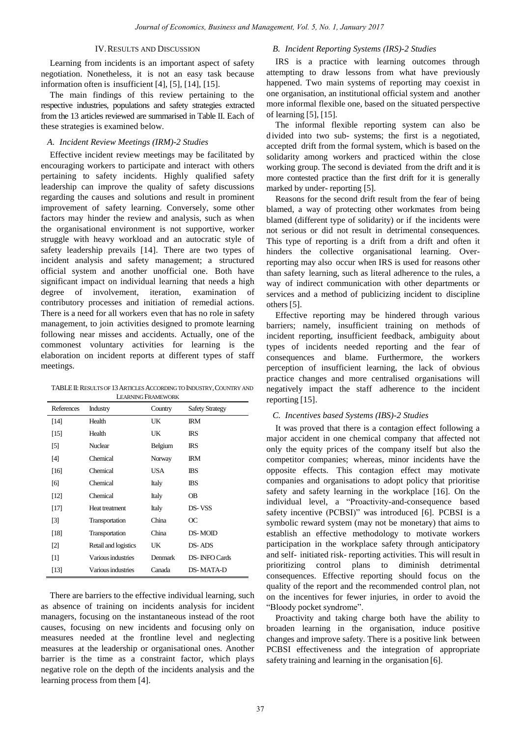## IV. Results and Discussion

Learning from incidents is an important aspect of safety negotiation. Nonetheless, it is not an easy task because information often is insufficient [4], [5], [14], [15].

The main findings of this review pertaining to the respective industries, populations and safety strategies extracted from the 13 articles reviewed are summarised in Table II. Each of these strategies is examined below.

### *A. Incident Review Meetings (IRM)-2 Studies*

Effective incident review meetings may be facilitated by encouraging workers to participate and interact with others pertaining to safety incidents. Highly qualified safety leadership can improve the quality of safety discussions regarding the causes and solutions and result in prominent improvement of safety learning. Conversely, some other factors may hinder the review and analysis, such as when the organisational environment is not supportive, worker struggle with heavy workload and an autocratic style of safety leadership prevails [14]. There are two types of incident analysis and safety management; a structured official system and another unofficial one. Both have significant impact on individual learning that needs a high degree of involvement, iteration, examination of contributory processes and initiation of remedial actions. There is a need for all workers even that has no role in safety management, to join activities designed to promote learning following near misses and accidents. Actually, one of the commonest voluntary activities for learning is the elaboration on incident reports at different types of staff meetings.

TABLE II: Results of 13 Articles According to Industry, Country and Learning Framework

| References | Industry | Country | Safety Strategy |
|---|---|---|---|
| [14] | Health | UK | IRM |
| [15] | Health | UK | IRS |
| [5] | Nuclear | Belgium | IRS |
| [4] | Chemical | Norway | IRM |
| [16] | Chemical | USA | IBS |
| [6] | Chemical | Italy | IBS |
| [12] | Chemical | Italy | OB |
| [17] | Heat treatment | Italy | DS- VSS |
| [3] | Transportation | China | OC |
| [18] | Transportation | China | DS- MOID |
| [2] | Retail and logistics | UK | DS- ADS |
| [1] | Various industries | Denmark | DS- INFO Cards |
| [13] | Various industries | Canada | DS- MATA-D |

There are barriers to the effective individual learning, such as absence of training on incidents analysis for incident managers, focusing on the instantaneous instead of the root causes, focusing on new incidents and focusing only on measures needed at the frontline level and neglecting measures at the leadership or organisational ones. Another barrier is the time as a constraint factor, which plays negative role on the depth of the incidents analysis and the learning process from them [4].

### *B. Incident Reporting Systems (IRS)-2 Studies*

IRS is a practice with learning outcomes through attempting to draw lessons from what have previously happened. Two main systems of reporting may coexist in one organisation, an institutional official system and another more informal flexible one, based on the situated perspective of learning [5], [15].

The informal flexible reporting system can also be divided into two sub- systems; the first is a negotiated, accepted drift from the formal system, which is based on the solidarity among workers and practiced within the close working group. The second is deviated from the drift and it is more contested practice than the first drift for it is generally marked by under- reporting [5].

Reasons for the second drift result from the fear of being blamed, a way of protecting other workmates from being blamed (different type of solidarity) or if the incidents were not serious or did not result in detrimental consequences. This type of reporting is a drift from a drift and often it hinders the collective organisational learning. Over-reporting may also occur when IRS is used for reasons other than safety learning, such as literal adherence to the rules, a way of indirect communication with other departments or services and a method of publicizing incident to discipline others [5].

Effective reporting may be hindered through various barriers; namely, insufficient training on methods of incident reporting, insufficient feedback, ambiguity about types of incidents needed reporting and the fear of consequences and blame. Furthermore, the workers perception of insufficient learning, the lack of obvious practice changes and more centralised organisations will negatively impact the staff adherence to the incident reporting [15].

### *C. Incentives based Systems (IBS)-2 Studies*

It was proved that there is a contagion effect following a major accident in one chemical company that affected not only the equity prices of the company itself but also the competitor companies; whereas, minor incidents have the opposite effects. This contagion effect may motivate companies and organisations to adopt policy that prioritise safety and safety learning in the workplace [16]. On the individual level, a "Proactivity-and-consequence based safety incentive (PCBSI)" was introduced [6]. PCBSI is a symbolic reward system (may not be monetary) that aims to establish an effective methodology to motivate workers participation in the workplace safety through anticipatory and self- initiated risk- reporting activities. This will result in prioritizing control plans to diminish detrimental consequences. Effective reporting should focus on the quality of the report and the recommended control plan, not on the incentives for fewer injuries, in order to avoid the "Bloody pocket syndrome".

Proactivity and taking charge both have the ability to broaden learning in the organisation, induce positive changes and improve safety. There is a positive link between PCBSI effectiveness and the integration of appropriate safety training and learning in the organisation [6].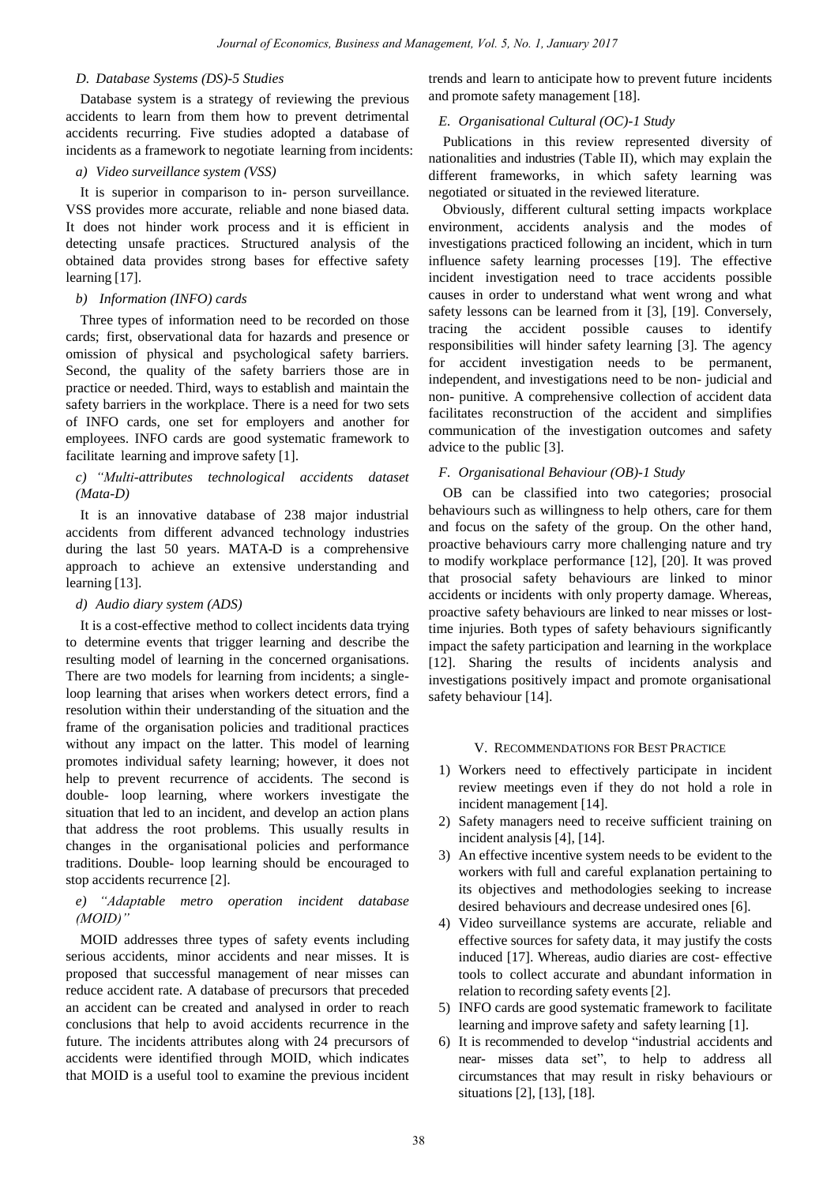### D. Database Systems (DS)-5 Studies

Database system is a strategy of reviewing the previous accidents to learn from them how to prevent detrimental accidents recurring. Five studies adopted a database of incidents as a framework to negotiate learning from incidents:

#### a) Video surveillance system (VSS)

It is superior in comparison to in- person surveillance. VSS provides more accurate, reliable and none biased data. It does not hinder work process and it is efficient in detecting unsafe practices. Structured analysis of the obtained data provides strong bases for effective safety learning [17].

#### b) Information (INFO) cards

Three types of information need to be recorded on those cards; first, observational data for hazards and presence or omission of physical and psychological safety barriers. Second, the quality of the safety barriers those are in practice or needed. Third, ways to establish and maintain the safety barriers in the workplace. There is a need for two sets of INFO cards, one set for employers and another for employees. INFO cards are good systematic framework to facilitate learning and improve safety [1].

#### c) "Multi-attributes technological accidents dataset (Mata-D)

It is an innovative database of 238 major industrial accidents from different advanced technology industries during the last 50 years. MATA-D is a comprehensive approach to achieve an extensive understanding and learning [13].

#### d) Audio diary system (ADS)

It is a cost-effective method to collect incidents data trying to determine events that trigger learning and describe the resulting model of learning in the concerned organisations. There are two models for learning from incidents; a single-loop learning that arises when workers detect errors, find a resolution within their understanding of the situation and the frame of the organisation policies and traditional practices without any impact on the latter. This model of learning promotes individual safety learning; however, it does not help to prevent recurrence of accidents. The second is double- loop learning, where workers investigate the situation that led to an incident, and develop an action plans that address the root problems. This usually results in changes in the organisational policies and performance traditions. Double- loop learning should be encouraged to stop accidents recurrence [2].

#### e) "Adaptable metro operation incident database (MOID)"

MOID addresses three types of safety events including serious accidents, minor accidents and near misses. It is proposed that successful management of near misses can reduce accident rate. A database of precursors that preceded an accident can be created and analysed in order to reach conclusions that help to avoid accidents recurrence in the future. The incidents attributes along with 24 precursors of accidents were identified through MOID, which indicates that MOID is a useful tool to examine the previous incident trends and learn to anticipate how to prevent future incidents and promote safety management [18].

### E. Organisational Cultural (OC)-1 Study

Publications in this review represented diversity of nationalities and industries (Table II), which may explain the different frameworks, in which safety learning was negotiated or situated in the reviewed literature.

Obviously, different cultural setting impacts workplace environment, accidents analysis and the modes of investigations practiced following an incident, which in turn influence safety learning processes [19]. The effective incident investigation need to trace accidents possible causes in order to understand what went wrong and what safety lessons can be learned from it [3], [19]. Conversely, tracing the accident possible causes to identify responsibilities will hinder safety learning [3]. The agency for accident investigation needs to be permanent, independent, and investigations need to be non- judicial and non- punitive. A comprehensive collection of accident data facilitates reconstruction of the accident and simplifies communication of the investigation outcomes and safety advice to the public [3].

### F. Organisational Behaviour (OB)-1 Study

OB can be classified into two categories; prosocial behaviours such as willingness to help others, care for them and focus on the safety of the group. On the other hand, proactive behaviours carry more challenging nature and try to modify workplace performance [12], [20]. It was proved that prosocial safety behaviours are linked to minor accidents or incidents with only property damage. Whereas, proactive safety behaviours are linked to near misses or lost-time injuries. Both types of safety behaviours significantly impact the safety participation and learning in the workplace [12]. Sharing the results of incidents analysis and investigations positively impact and promote organisational safety behaviour [14].

## V. Recommendations for Best Practice

1) Workers need to effectively participate in incident review meetings even if they do not hold a role in incident management [14].
2) Safety managers need to receive sufficient training on incident analysis [4], [14].
3) An effective incentive system needs to be evident to the workers with full and careful explanation pertaining to its objectives and methodologies seeking to increase desired behaviours and decrease undesired ones [6].
4) Video surveillance systems are accurate, reliable and effective sources for safety data, it may justify the costs induced [17]. Whereas, audio diaries are cost- effective tools to collect accurate and abundant information in relation to recording safety events [2].
5) INFO cards are good systematic framework to facilitate learning and improve safety and safety learning [1].
6) It is recommended to develop "industrial accidents and near- misses data set", to help to address all circumstances that may result in risky behaviours or situations [2], [13], [18].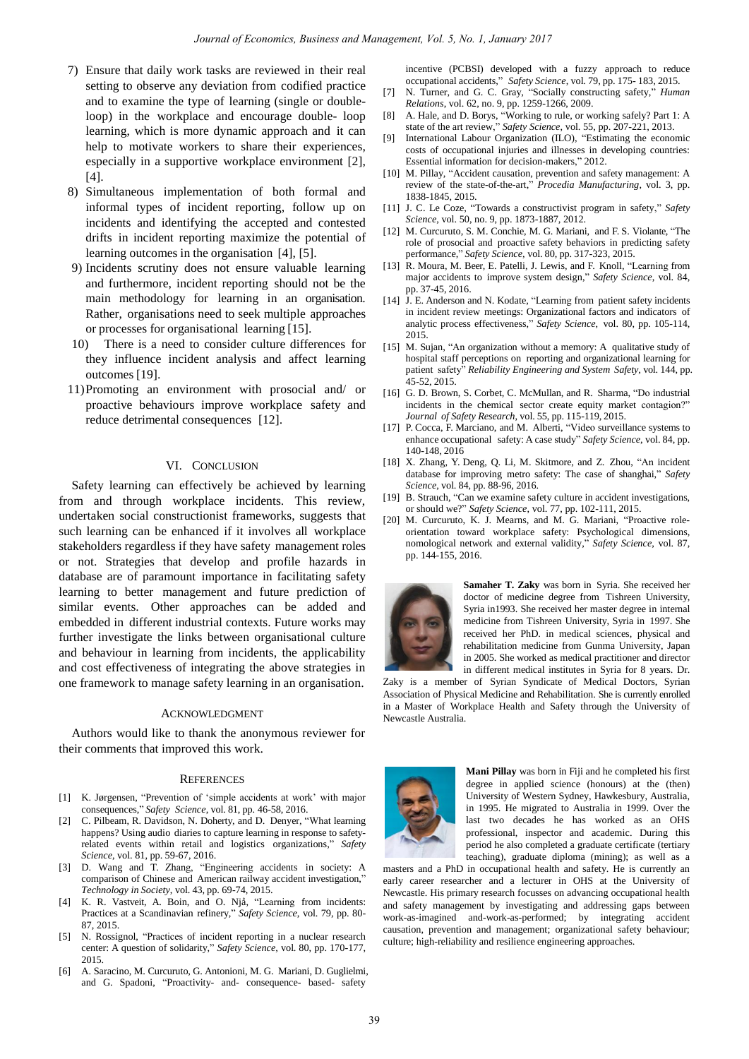7) Ensure that daily work tasks are reviewed in their real setting to observe any deviation from codified practice and to examine the type of learning (single or double-loop) in the workplace and encourage double- loop learning, which is more dynamic approach and it can help to motivate workers to share their experiences, especially in a supportive workplace environment [2], [4].
8) Simultaneous implementation of both formal and informal types of incident reporting, follow up on incidents and identifying the accepted and contested drifts in incident reporting maximize the potential of learning outcomes in the organisation [4], [5].
9) Incidents scrutiny does not ensure valuable learning and furthermore, incident reporting should not be the main methodology for learning in an organisation. Rather, organisations need to seek multiple approaches or processes for organisational learning [15].
10) There is a need to consider culture differences for they influence incident analysis and affect learning outcomes [19].
11) Promoting an environment with prosocial and/ or proactive behaviours improve workplace safety and reduce detrimental consequences [12].

## VI. Conclusion

Safety learning can effectively be achieved by learning from and through workplace incidents. This review, undertaken social constructionist frameworks, suggests that such learning can be enhanced if it involves all workplace stakeholders regardless if they have safety management roles or not. Strategies that develop and profile hazards in database are of paramount importance in facilitating safety learning to better management and future prediction of similar events. Other approaches can be added and embedded in different industrial contexts. Future works may further investigate the links between organisational culture and behaviour in learning from incidents, the applicability and cost effectiveness of integrating the above strategies in one framework to manage safety learning in an organisation.

## Acknowledgment

Authors would like to thank the anonymous reviewer for their comments that improved this work.

## References

[1] K. Jørgensen, "Prevention of 'simple accidents at work' with major consequences," *Safety Science*, vol. 81, pp. 46-58, 2016.

[2] C. Pilbeam, R. Davidson, N. Doherty, and D. Denyer, "What learning happens? Using audio diaries to capture learning in response to safety-related events within retail and logistics organizations," *Safety Science*, vol. 81, pp. 59-67, 2016.

[3] D. Wang and T. Zhang, "Engineering accidents in society: A comparison of Chinese and American railway accident investigation," *Technology in Society*, vol. 43, pp. 69-74, 2015.

[4] K. R. Vastveit, A. Boin, and O. Njå, "Learning from incidents: Practices at a Scandinavian refinery," *Safety Science*, vol. 79, pp. 80-87, 2015.

[5] N. Rossignol, "Practices of incident reporting in a nuclear research center: A question of solidarity," *Safety Science*, vol. 80, pp. 170-177, 2015.

[6] A. Saracino, M. Curcuruto, G. Antonioni, M. G. Mariani, D. Guglielmi, and G. Spadoni, "Proactivity- and- consequence- based- safety incentive (PCBSI) developed with a fuzzy approach to reduce occupational accidents," *Safety Science*, vol. 79, pp. 175- 183, 2015.

[7] N. Turner, and G. C. Gray, "Socially constructing safety," *Human Relations*, vol. 62, no. 9, pp. 1259-1266, 2009.

[8] A. Hale, and D. Borys, "Working to rule, or working safely? Part 1: A state of the art review," *Safety Science*, vol. 55, pp. 207-221, 2013.

[9] International Labour Organization (ILO), "Estimating the economic costs of occupational injuries and illnesses in developing countries: Essential information for decision-makers," 2012.

[10] M. Pillay, "Accident causation, prevention and safety management: A review of the state-of-the-art," *Procedia Manufacturing*, vol. 3, pp. 1838-1845, 2015.

[11] J. C. Le Coze, "Towards a constructivist program in safety," *Safety Science*, vol. 50, no. 9, pp. 1873-1887, 2012.

[12] M. Curcuruto, S. M. Conchie, M. G. Mariani, and F. S. Violante, "The role of prosocial and proactive safety behaviors in predicting safety performance," *Safety Science*, vol. 80, pp. 317-323, 2015.

[13] R. Moura, M. Beer, E. Patelli, J. Lewis, and F. Knoll, "Learning from major accidents to improve system design," *Safety Science*, vol. 84, pp. 37-45, 2016.

[14] J. E. Anderson and N. Kodate, "Learning from patient safety incidents in incident review meetings: Organizational factors and indicators of analytic process effectiveness," *Safety Science*, vol. 80, pp. 105-114, 2015.

[15] M. Sujan, "An organization without a memory: A qualitative study of hospital staff perceptions on reporting and organizational learning for patient safety" *Reliability Engineering and System Safety*, vol. 144, pp. 45-52, 2015.

[16] G. D. Brown, S. Corbet, C. McMullan, and R. Sharma, "Do industrial incidents in the chemical sector create equity market contagion?" *Journal of Safety Research*, vol. 55, pp. 115-119, 2015.

[17] P. Cocca, F. Marciano, and M. Alberti, "Video surveillance systems to enhance occupational safety: A case study" *Safety Science*, vol. 84, pp. 140-148, 2016

[18] X. Zhang, Y. Deng, Q. Li, M. Skitmore, and Z. Zhou, "An incident database for improving metro safety: The case of shanghai," *Safety Science*, vol. 84, pp. 88-96, 2016.

[19] B. Strauch, "Can we examine safety culture in accident investigations, or should we?" *Safety Science*, vol. 77, pp. 102-111, 2015.

[20] M. Curcuruto, K. J. Mearns, and M. G. Mariani, "Proactive role-orientation toward workplace safety: Psychological dimensions, nomological network and external validity," *Safety Science*, vol. 87, pp. 144-155, 2016.

**Samaher T. Zaky** was born in Syria. She received her doctor of medicine degree from Tishreen University, Syria in1993. She received her master degree in internal medicine from Tishreen University, Syria in 1997. She received her PhD. in medical sciences, physical and rehabilitation medicine from Gunma University, Japan in 2005. She worked as medical practitioner and director in different medical institutes in Syria for 8 years. Dr. Zaky is a member of Syrian Syndicate of Medical Doctors, Syrian Association of Physical Medicine and Rehabilitation. She is currently enrolled in a Master of Workplace Health and Safety through the University of Newcastle Australia.

**Mani Pillay** was born in Fiji and he completed his first degree in applied science (honours) at the (then) University of Western Sydney, Hawkesbury, Australia, in 1995. He migrated to Australia in 1999. Over the last two decades he has worked as an OHS professional, inspector and academic. During this period he also completed a graduate certificate (tertiary teaching), graduate diploma (mining); as well as a masters and a PhD in occupational health and safety. He is currently an early career researcher and a lecturer in OHS at the University of Newcastle. His primary research focusses on advancing occupational health and safety management by investigating and addressing gaps between work-as-imagined and-work-as-performed; by integrating accident causation, prevention and management; organizational safety behaviour; culture; high-reliability and resilience engineering approaches.